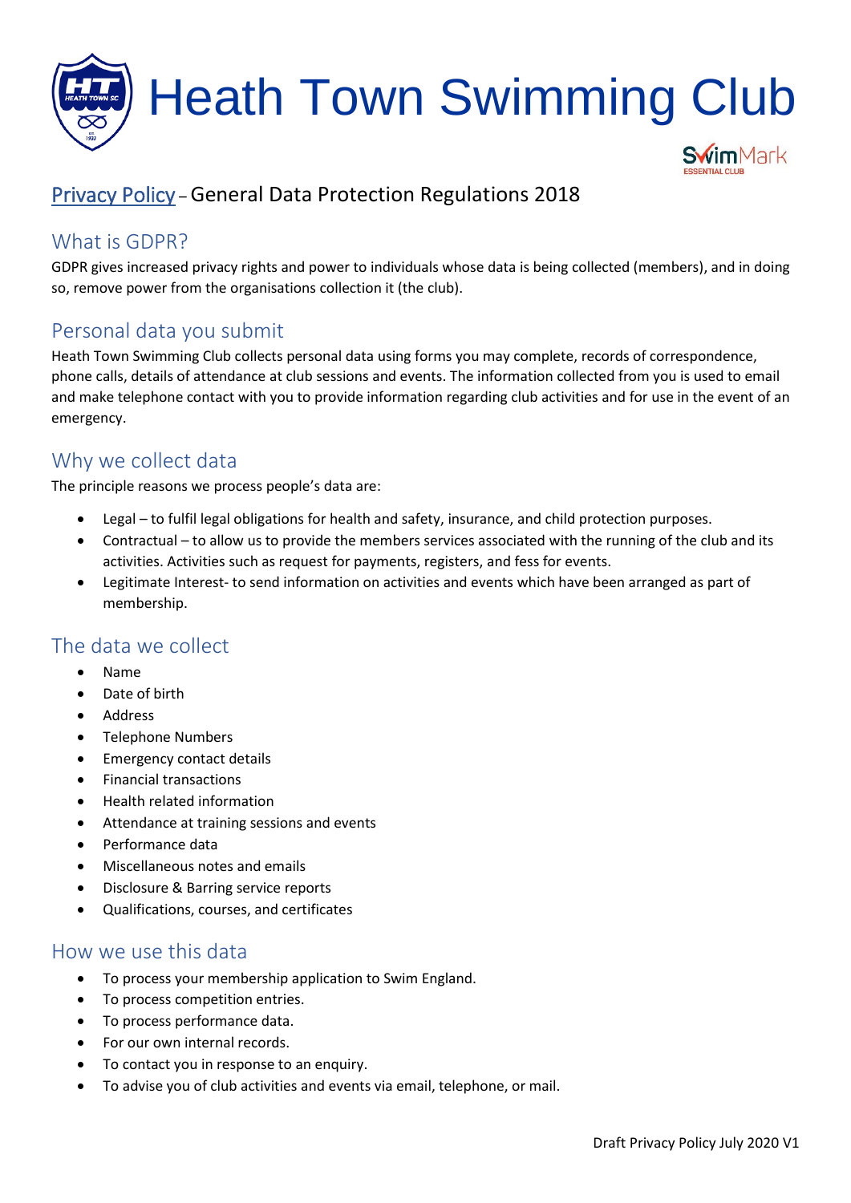# Heath Town Swimming Club

## Privacy Policy – General Data Protection Regulations 2018

### What is GDPR?

GDPR gives increased privacy rights and power to individuals whose data is being collected (members), and in doing so, remove power from the organisations collection it (the club).

### Personal data you submit

Heath Town Swimming Club collects personal data using forms you may complete, records of correspondence, phone calls, details of attendance at club sessions and events. The information collected from you is used to email and make telephone contact with you to provide information regarding club activities and for use in the event of an emergency.

### Why we collect data

The principle reasons we process people's data are:

- Legal – to fulfil legal obligations for health and safety, insurance, and child protection purposes.
- Contractual – to allow us to provide the members services associated with the running of the club and its activities. Activities such as request for payments, registers, and fess for events.
- Legitimate Interest- to send information on activities and events which have been arranged as part of membership.

### The data we collect

- Name
- Date of birth
- Address
- Telephone Numbers
- Emergency contact details
- Financial transactions
- Health related information
- Attendance at training sessions and events
- Performance data
- Miscellaneous notes and emails
- Disclosure & Barring service reports
- Qualifications, courses, and certificates

### How we use this data

- To process your membership application to Swim England.
- To process competition entries.
- To process performance data.
- For our own internal records.
- To contact you in response to an enquiry.
- To advise you of club activities and events via email, telephone, or mail.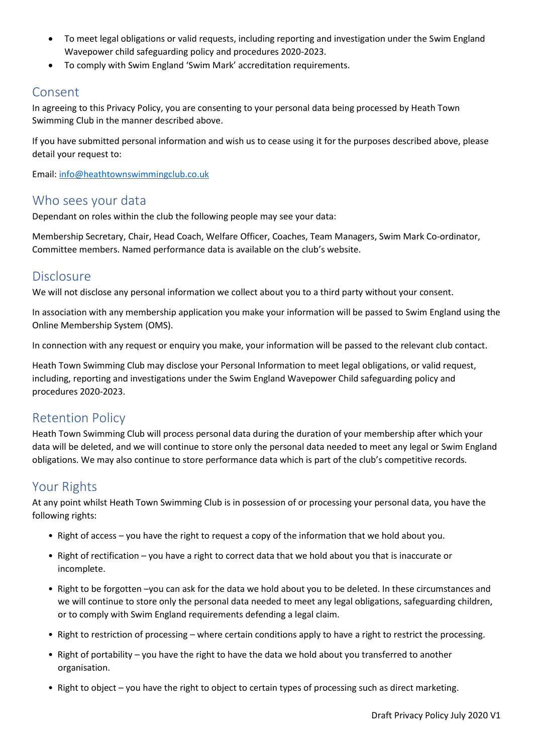- To meet legal obligations or valid requests, including reporting and investigation under the Swim England Wavepower child safeguarding policy and procedures 2020-2023.
- To comply with Swim England 'Swim Mark' accreditation requirements.

## Consent

In agreeing to this Privacy Policy, you are consenting to your personal data being processed by Heath Town Swimming Club in the manner described above.

If you have submitted personal information and wish us to cease using it for the purposes described above, please detail your request to:

Email: info@heathtownswimmingclub.co.uk

## Who sees your data

Dependant on roles within the club the following people may see your data:

Membership Secretary, Chair, Head Coach, Welfare Officer, Coaches, Team Managers, Swim Mark Co-ordinator, Committee members. Named performance data is available on the club's website.

## Disclosure

We will not disclose any personal information we collect about you to a third party without your consent.

In association with any membership application you make your information will be passed to Swim England using the Online Membership System (OMS).

In connection with any request or enquiry you make, your information will be passed to the relevant club contact.

Heath Town Swimming Club may disclose your Personal Information to meet legal obligations, or valid request, including, reporting and investigations under the Swim England Wavepower Child safeguarding policy and procedures 2020-2023.

## Retention Policy

Heath Town Swimming Club will process personal data during the duration of your membership after which your data will be deleted, and we will continue to store only the personal data needed to meet any legal or Swim England obligations. We may also continue to store performance data which is part of the club's competitive records.

## Your Rights

At any point whilst Heath Town Swimming Club is in possession of or processing your personal data, you have the following rights:

- Right of access – you have the right to request a copy of the information that we hold about you.
- Right of rectification – you have a right to correct data that we hold about you that is inaccurate or incomplete.
- Right to be forgotten –you can ask for the data we hold about you to be deleted. In these circumstances and we will continue to store only the personal data needed to meet any legal obligations, safeguarding children, or to comply with Swim England requirements defending a legal claim.
- Right to restriction of processing – where certain conditions apply to have a right to restrict the processing.
- Right of portability – you have the right to have the data we hold about you transferred to another organisation.
- Right to object – you have the right to object to certain types of processing such as direct marketing.

Draft Privacy Policy July 2020 V1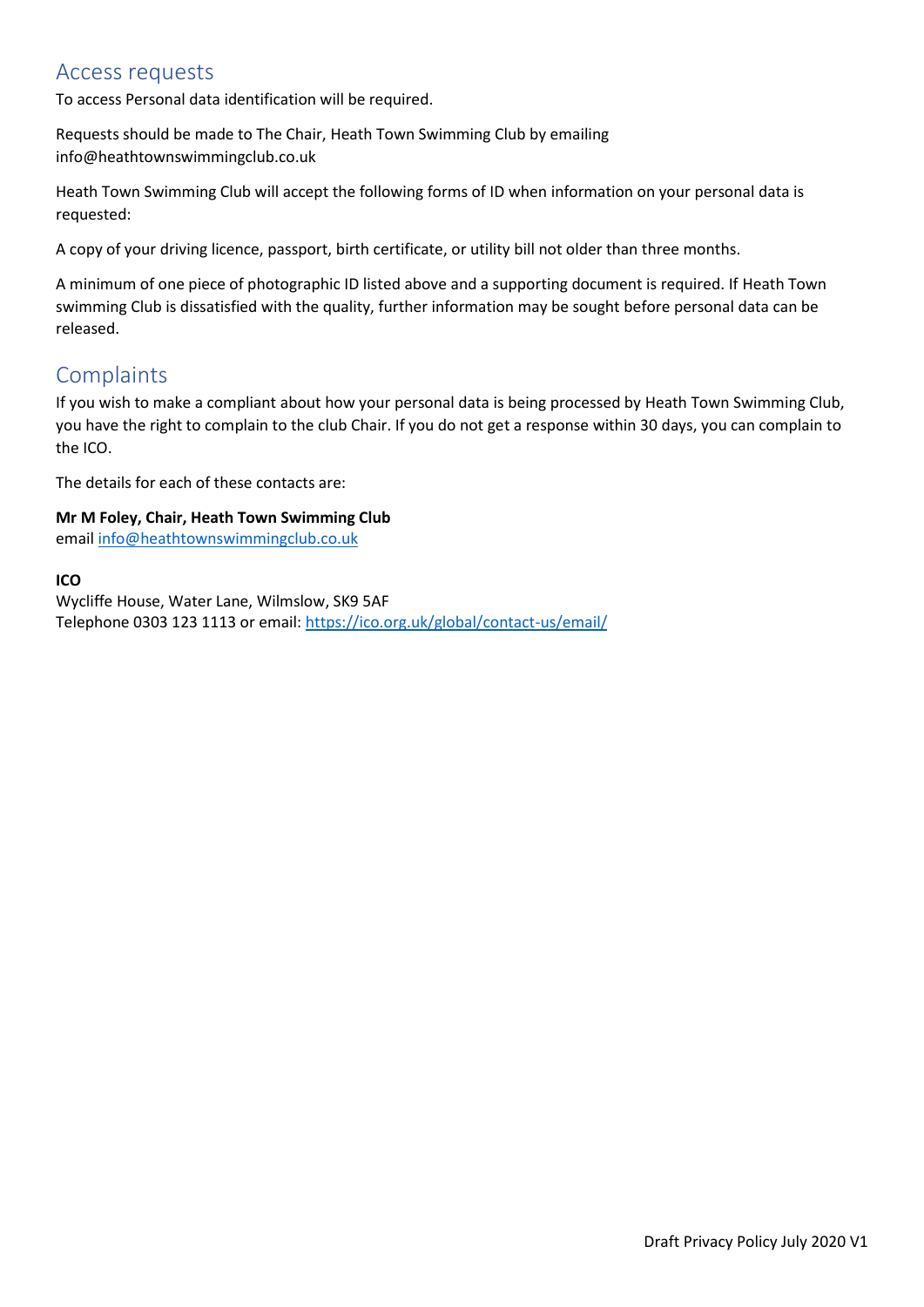## Access requests

To access Personal data identification will be required.

Requests should be made to The Chair, Heath Town Swimming Club by emailing info@heathtownswimmingclub.co.uk

Heath Town Swimming Club will accept the following forms of ID when information on your personal data is requested:

A copy of your driving licence, passport, birth certificate, or utility bill not older than three months.

A minimum of one piece of photographic ID listed above and a supporting document is required. If Heath Town swimming Club is dissatisfied with the quality, further information may be sought before personal data can be released.

## Complaints

If you wish to make a compliant about how your personal data is being processed by Heath Town Swimming Club, you have the right to complain to the club Chair. If you do not get a response within 30 days, you can complain to the ICO.

The details for each of these contacts are:

**Mr M Foley, Chair, Heath Town Swimming Club**
email info@heathtownswimmingclub.co.uk

**ICO**
Wycliffe House, Water Lane, Wilmslow, SK9 5AF
Telephone 0303 123 1113 or email: https://ico.org.uk/global/contact-us/email/

Draft Privacy Policy July 2020 V1